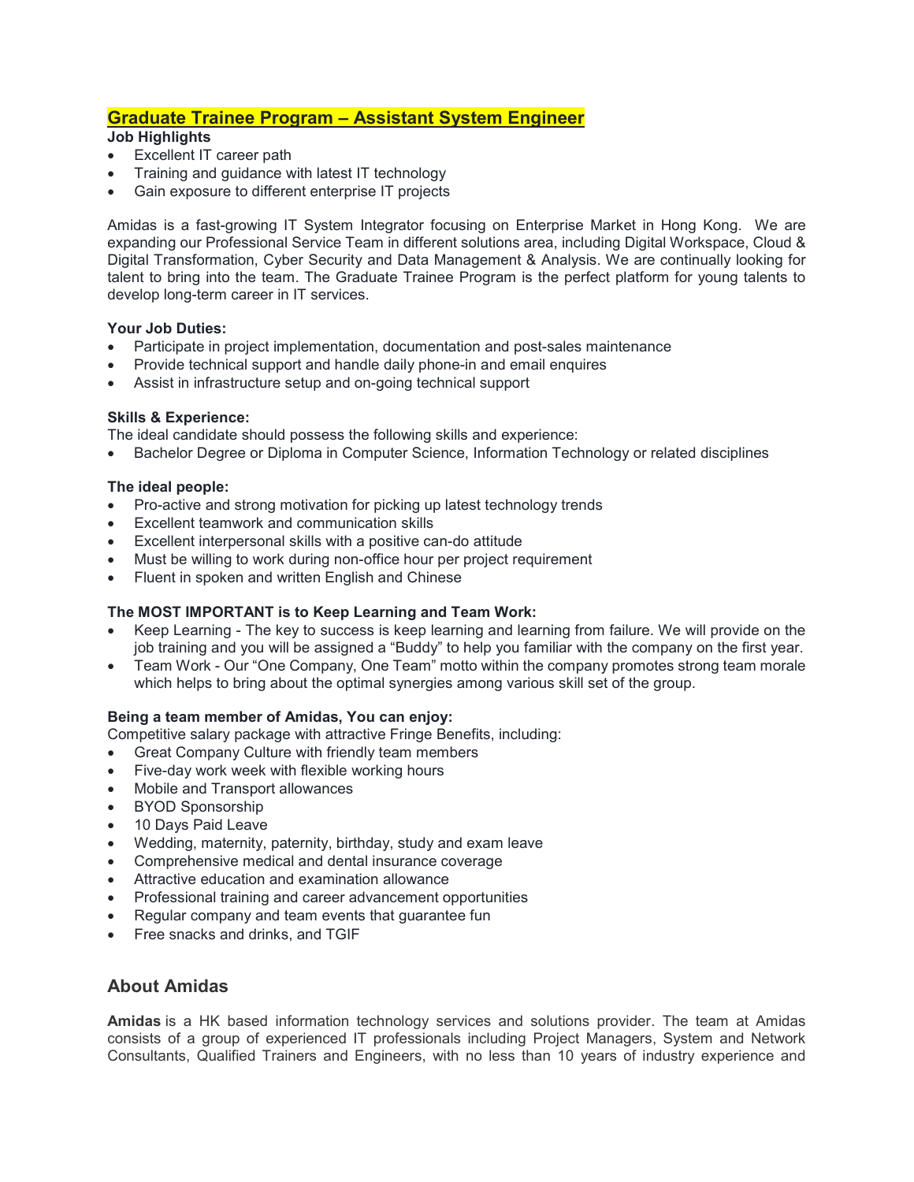# Graduate Trainee Program – Assistant System Engineer

**Job Highlights**

- Excellent IT career path
- Training and guidance with latest IT technology
- Gain exposure to different enterprise IT projects

Amidas is a fast-growing IT System Integrator focusing on Enterprise Market in Hong Kong. We are expanding our Professional Service Team in different solutions area, including Digital Workspace, Cloud & Digital Transformation, Cyber Security and Data Management & Analysis. We are continually looking for talent to bring into the team. The Graduate Trainee Program is the perfect platform for young talents to develop long-term career in IT services.

**Your Job Duties:**

- Participate in project implementation, documentation and post-sales maintenance
- Provide technical support and handle daily phone-in and email enquires
- Assist in infrastructure setup and on-going technical support

**Skills & Experience:**

The ideal candidate should possess the following skills and experience:

- Bachelor Degree or Diploma in Computer Science, Information Technology or related disciplines

**The ideal people:**

- Pro-active and strong motivation for picking up latest technology trends
- Excellent teamwork and communication skills
- Excellent interpersonal skills with a positive can-do attitude
- Must be willing to work during non-office hour per project requirement
- Fluent in spoken and written English and Chinese

**The MOST IMPORTANT is to Keep Learning and Team Work:**

- Keep Learning - The key to success is keep learning and learning from failure. We will provide on the job training and you will be assigned a "Buddy" to help you familiar with the company on the first year.
- Team Work - Our "One Company, One Team" motto within the company promotes strong team morale which helps to bring about the optimal synergies among various skill set of the group.

**Being a team member of Amidas, You can enjoy:**

Competitive salary package with attractive Fringe Benefits, including:

- Great Company Culture with friendly team members
- Five-day work week with flexible working hours
- Mobile and Transport allowances
- BYOD Sponsorship
- 10 Days Paid Leave
- Wedding, maternity, paternity, birthday, study and exam leave
- Comprehensive medical and dental insurance coverage
- Attractive education and examination allowance
- Professional training and career advancement opportunities
- Regular company and team events that guarantee fun
- Free snacks and drinks, and TGIF

## About Amidas

**Amidas** is a HK based information technology services and solutions provider. The team at Amidas consists of a group of experienced IT professionals including Project Managers, System and Network Consultants, Qualified Trainers and Engineers, with no less than 10 years of industry experience and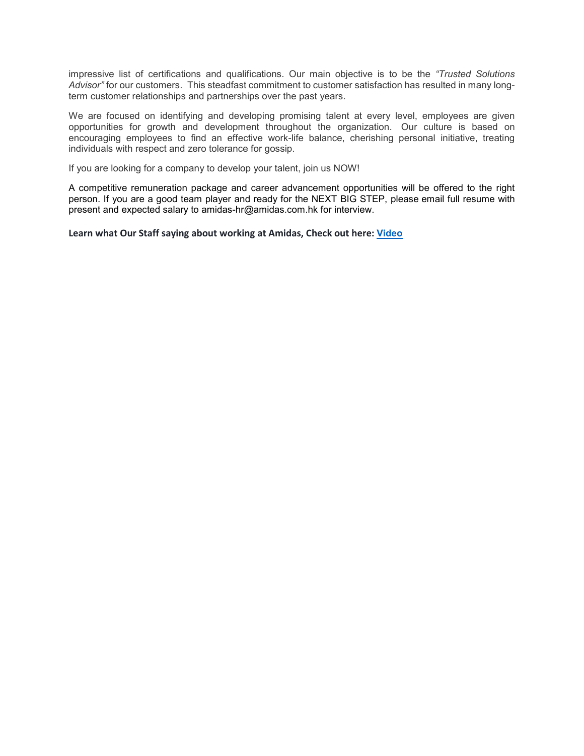impressive list of certifications and qualifications. Our main objective is to be the *"Trusted Solutions Advisor"* for our customers. This steadfast commitment to customer satisfaction has resulted in many long-term customer relationships and partnerships over the past years.

We are focused on identifying and developing promising talent at every level, employees are given opportunities for growth and development throughout the organization. Our culture is based on encouraging employees to find an effective work-life balance, cherishing personal initiative, treating individuals with respect and zero tolerance for gossip.

If you are looking for a company to develop your talent, join us NOW!

A competitive remuneration package and career advancement opportunities will be offered to the right person. If you are a good team player and ready for the NEXT BIG STEP, please email full resume with present and expected salary to amidas-hr@amidas.com.hk for interview.

**Learn what Our Staff saying about working at Amidas, Check out here: Video**